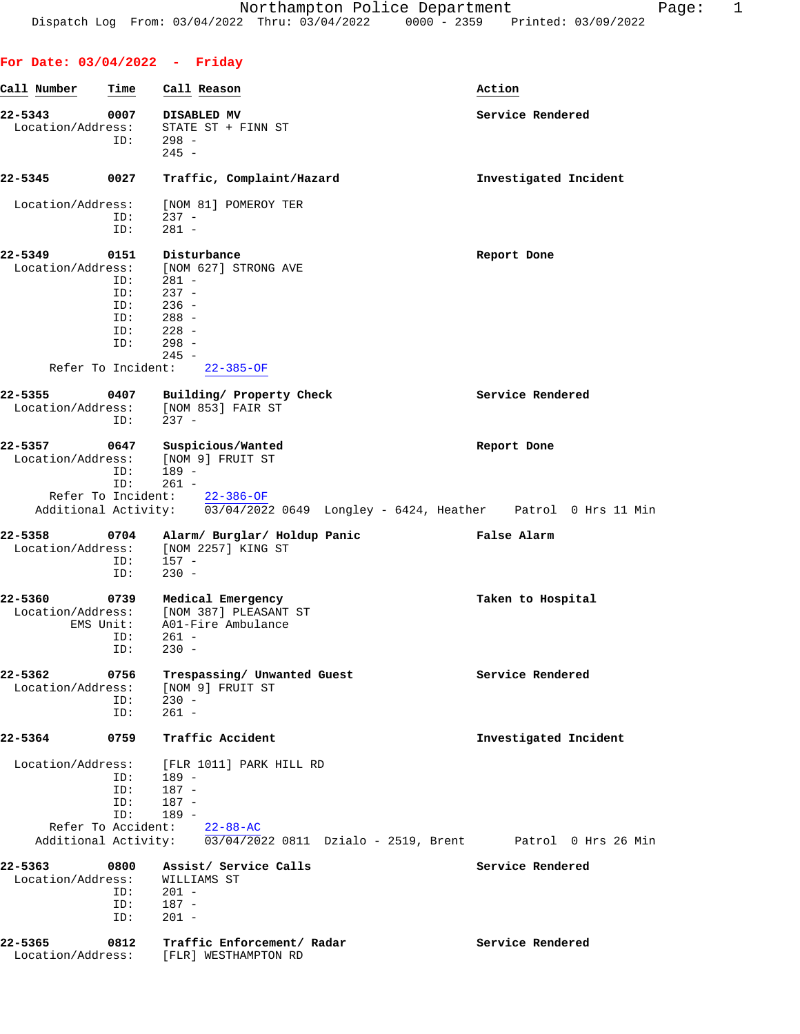# Northampton Police Department

Dispatch Log From: 03/04/2022 Thru: 03/04/2022 0000 - 2359 Printed: 03/09/2022

## For Date: 03/04/2022 - Friday

| Call Number | Time | Call Reason | Action |
|---|---|---|---|

**22-5343** **0007** **DISABLED MV** — **Service Rendered**
Location/Address: STATE ST + FINN ST
ID: 298 -
245 -

**22-5345** **0027** **Traffic, Complaint/Hazard** — **Investigated Incident**
Location/Address: [NOM 81] POMEROY TER
ID: 237 -
ID: 281 -

**22-5349** **0151** **Disturbance** — **Report Done**
Location/Address: [NOM 627] STRONG AVE
ID: 281 -
ID: 237 -
ID: 236 -
ID: 288 -
ID: 228 -
ID: 298 -
245 -
Refer To Incident: 22-385-OF

**22-5355** **0407** **Building/ Property Check** — **Service Rendered**
Location/Address: [NOM 853] FAIR ST
ID: 237 -

**22-5357** **0647** **Suspicious/Wanted** — **Report Done**
Location/Address: [NOM 9] FRUIT ST
ID: 189 -
ID: 261 -
Refer To Incident: 22-386-OF
Additional Activity: 03/04/2022 0649 Longley - 6424, Heather Patrol 0 Hrs 11 Min

**22-5358** **0704** **Alarm/ Burglar/ Holdup Panic** — **False Alarm**
Location/Address: [NOM 2257] KING ST
ID: 157 -
ID: 230 -

**22-5360** **0739** **Medical Emergency** — **Taken to Hospital**
Location/Address: [NOM 387] PLEASANT ST
EMS Unit: A01-Fire Ambulance
ID: 261 -
ID: 230 -

**22-5362** **0756** **Trespassing/ Unwanted Guest** — **Service Rendered**
Location/Address: [NOM 9] FRUIT ST
ID: 230 -
ID: 261 -

**22-5364** **0759** **Traffic Accident** — **Investigated Incident**
Location/Address: [FLR 1011] PARK HILL RD
ID: 189 -
ID: 187 -
ID: 187 -
ID: 189 -
Refer To Accident: 22-88-AC
Additional Activity: 03/04/2022 0811 Dzialo - 2519, Brent Patrol 0 Hrs 26 Min

**22-5363** **0800** **Assist/ Service Calls** — **Service Rendered**
Location/Address: WILLIAMS ST
ID: 201 -
ID: 187 -
ID: 201 -

**22-5365** **0812** **Traffic Enforcement/ Radar** — **Service Rendered**
Location/Address: [FLR] WESTHAMPTON RD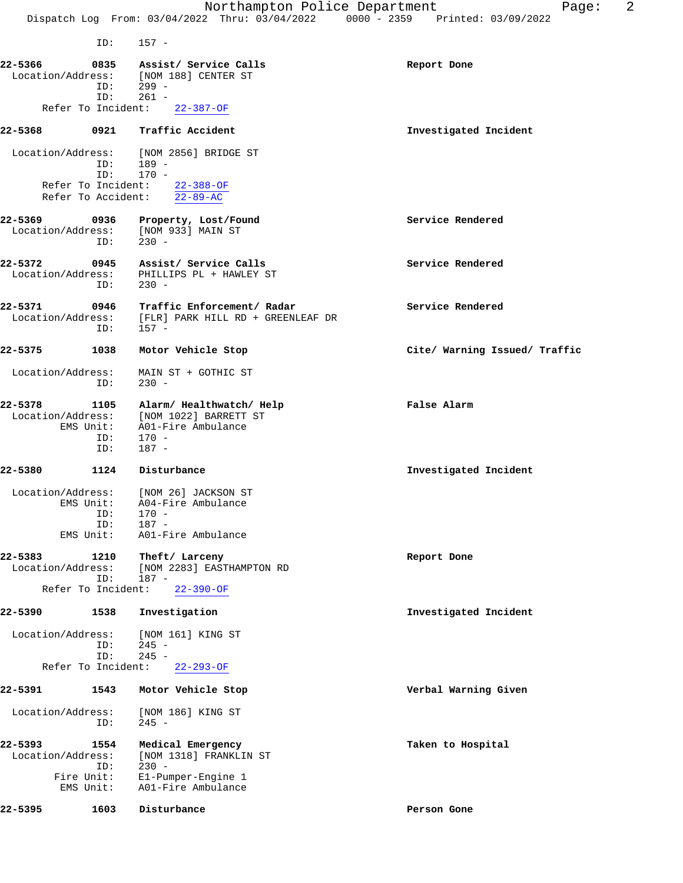ID: 157 -

**22-5366** 0835 **Assist/ Service Calls** **Report Done**
Location/Address: [NOM 188] CENTER ST
ID: 299 -
ID: 261 -
Refer To Incident: 22-387-OF

**22-5368** 0921 **Traffic Accident** **Investigated Incident**
Location/Address: [NOM 2856] BRIDGE ST
ID: 189 -
ID: 170 -
Refer To Incident: 22-388-OF
Refer To Accident: 22-89-AC

**22-5369** 0936 **Property, Lost/Found** **Service Rendered**
Location/Address: [NOM 933] MAIN ST
ID: 230 -

**22-5372** 0945 **Assist/ Service Calls** **Service Rendered**
Location/Address: PHILLIPS PL + HAWLEY ST
ID: 230 -

**22-5371** 0946 **Traffic Enforcement/ Radar** **Service Rendered**
Location/Address: [FLR] PARK HILL RD + GREENLEAF DR
ID: 157 -

**22-5375** 1038 **Motor Vehicle Stop** **Cite/ Warning Issued/ Traffic**
Location/Address: MAIN ST + GOTHIC ST
ID: 230 -

**22-5378** 1105 **Alarm/ Healthwatch/ Help** **False Alarm**
Location/Address: [NOM 1022] BARRETT ST
EMS Unit: A01-Fire Ambulance
ID: 170 -
ID: 187 -

**22-5380** 1124 **Disturbance** **Investigated Incident**
Location/Address: [NOM 26] JACKSON ST
EMS Unit: A04-Fire Ambulance
ID: 170 -
ID: 187 -
EMS Unit: A01-Fire Ambulance

**22-5383** 1210 **Theft/ Larceny** **Report Done**
Location/Address: [NOM 2283] EASTHAMPTON RD
ID: 187 -
Refer To Incident: 22-390-OF

**22-5390** 1538 **Investigation** **Investigated Incident**
Location/Address: [NOM 161] KING ST
ID: 245 -
ID: 245 -
Refer To Incident: 22-293-OF

**22-5391** 1543 **Motor Vehicle Stop** **Verbal Warning Given**
Location/Address: [NOM 186] KING ST
ID: 245 -

**22-5393** 1554 **Medical Emergency** **Taken to Hospital**
Location/Address: [NOM 1318] FRANKLIN ST
ID: 230 -
Fire Unit: E1-Pumper-Engine 1
EMS Unit: A01-Fire Ambulance

**22-5395** 1603 **Disturbance** **Person Gone**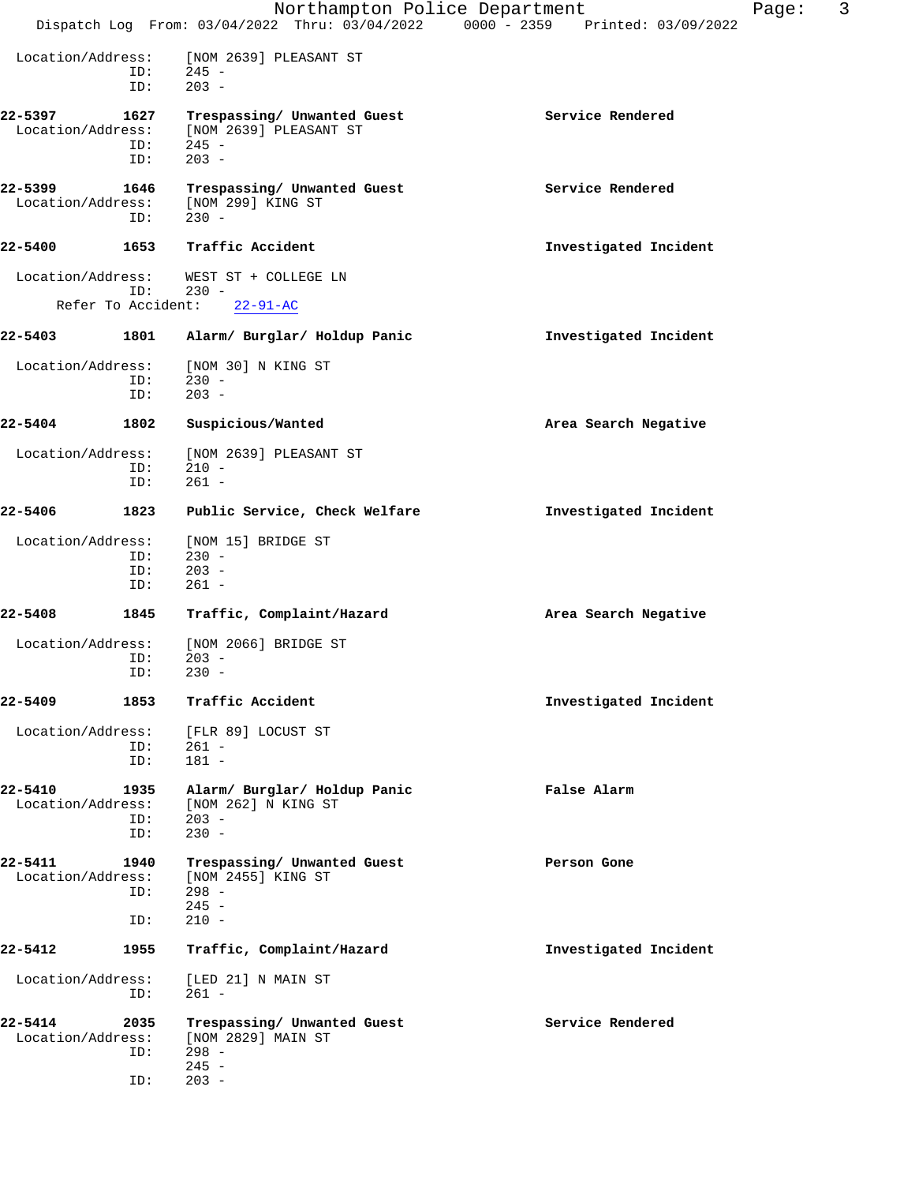Location/Address: [NOM 2639] PLEASANT ST
ID: 245 -
ID: 203 -

**22-5397** **1627** **Trespassing/ Unwanted Guest** **Service Rendered**
Location/Address: [NOM 2639] PLEASANT ST
ID: 245 -
ID: 203 -

**22-5399** **1646** **Trespassing/ Unwanted Guest** **Service Rendered**
Location/Address: [NOM 299] KING ST
ID: 230 -

**22-5400** **1653** **Traffic Accident** **Investigated Incident**

Location/Address: WEST ST + COLLEGE LN
ID: 230 -
Refer To Accident: 22-91-AC

**22-5403** **1801** **Alarm/ Burglar/ Holdup Panic** **Investigated Incident**

Location/Address: [NOM 30] N KING ST
ID: 230 -
ID: 203 -

**22-5404** **1802** **Suspicious/Wanted** **Area Search Negative**

Location/Address: [NOM 2639] PLEASANT ST
ID: 210 -
ID: 261 -

**22-5406** **1823** **Public Service, Check Welfare** **Investigated Incident**

Location/Address: [NOM 15] BRIDGE ST
ID: 230 -
ID: 203 -
ID: 261 -

**22-5408** **1845** **Traffic, Complaint/Hazard** **Area Search Negative**

Location/Address: [NOM 2066] BRIDGE ST
ID: 203 -
ID: 230 -

**22-5409** **1853** **Traffic Accident** **Investigated Incident**

Location/Address: [FLR 89] LOCUST ST
ID: 261 -
ID: 181 -

**22-5410** **1935** **Alarm/ Burglar/ Holdup Panic** **False Alarm**
Location/Address: [NOM 262] N KING ST
ID: 203 -
ID: 230 -

**22-5411** **1940** **Trespassing/ Unwanted Guest** **Person Gone**
Location/Address: [NOM 2455] KING ST
ID: 298 -
245 -
ID: 210 -

**22-5412** **1955** **Traffic, Complaint/Hazard** **Investigated Incident**

Location/Address: [LED 21] N MAIN ST
ID: 261 -

**22-5414** **2035** **Trespassing/ Unwanted Guest** **Service Rendered**
Location/Address: [NOM 2829] MAIN ST
ID: 298 -
245 -
ID: 203 -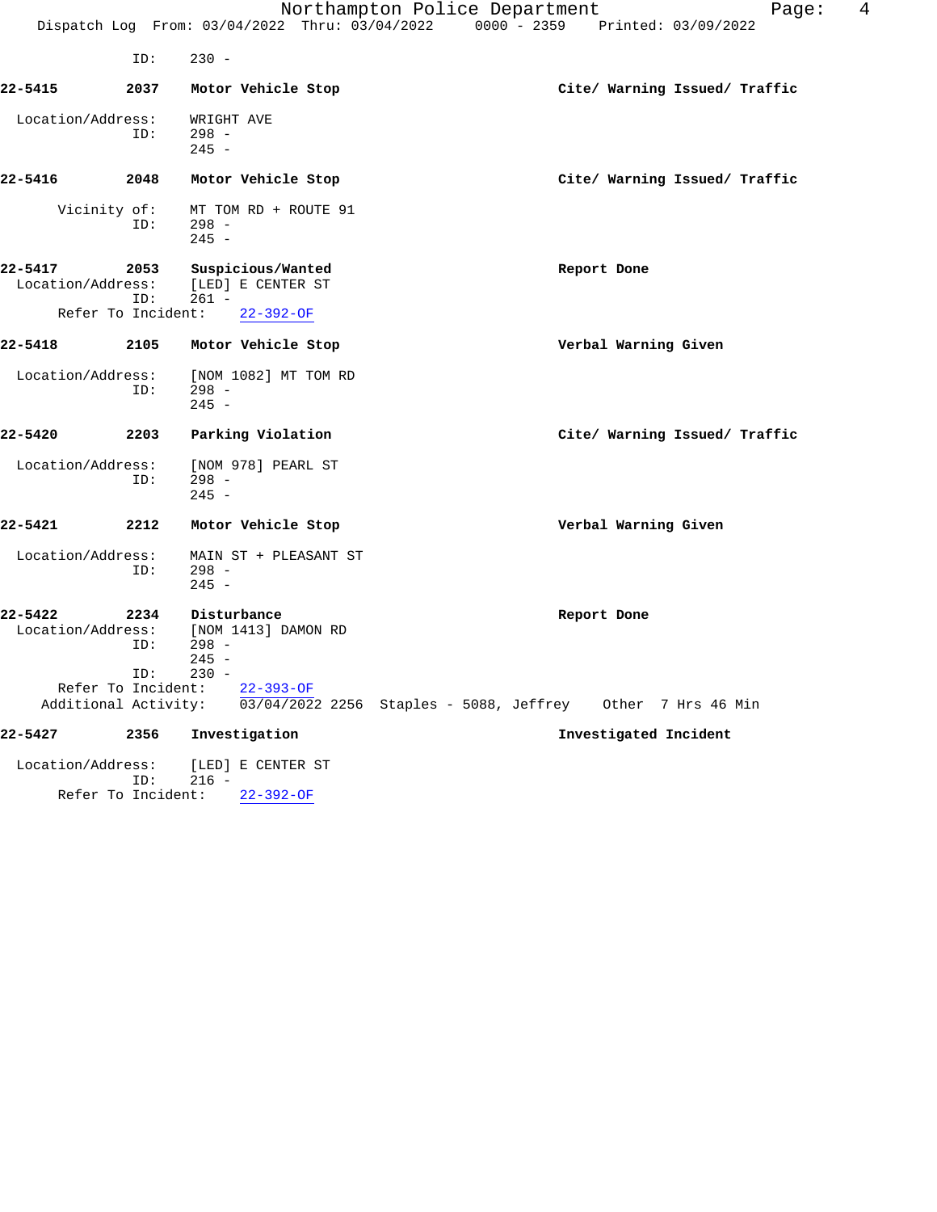ID: 230 -

**22-5415 2037 Motor Vehicle Stop** — **Cite/ Warning Issued/ Traffic**

Location/Address: WRIGHT AVE
ID: 298 -
245 -

**22-5416 2048 Motor Vehicle Stop** — **Cite/ Warning Issued/ Traffic**

Vicinity of: MT TOM RD + ROUTE 91
ID: 298 -
245 -

**22-5417 2053 Suspicious/Wanted** — **Report Done**

Location/Address: [LED] E CENTER ST
ID: 261 -
Refer To Incident: 22-392-OF

**22-5418 2105 Motor Vehicle Stop** — **Verbal Warning Given**

Location/Address: [NOM 1082] MT TOM RD
ID: 298 -
245 -

**22-5420 2203 Parking Violation** — **Cite/ Warning Issued/ Traffic**

Location/Address: [NOM 978] PEARL ST
ID: 298 -
245 -

**22-5421 2212 Motor Vehicle Stop** — **Verbal Warning Given**

Location/Address: MAIN ST + PLEASANT ST
ID: 298 -
245 -

**22-5422 2234 Disturbance** — **Report Done**

Location/Address: [NOM 1413] DAMON RD
ID: 298 -
245 -
ID: 230 -
Refer To Incident: 22-393-OF
Additional Activity: 03/04/2022 2256 Staples - 5088, Jeffrey Other 7 Hrs 46 Min

**22-5427 2356 Investigation** — **Investigated Incident**

Location/Address: [LED] E CENTER ST
ID: 216 -
Refer To Incident: 22-392-OF